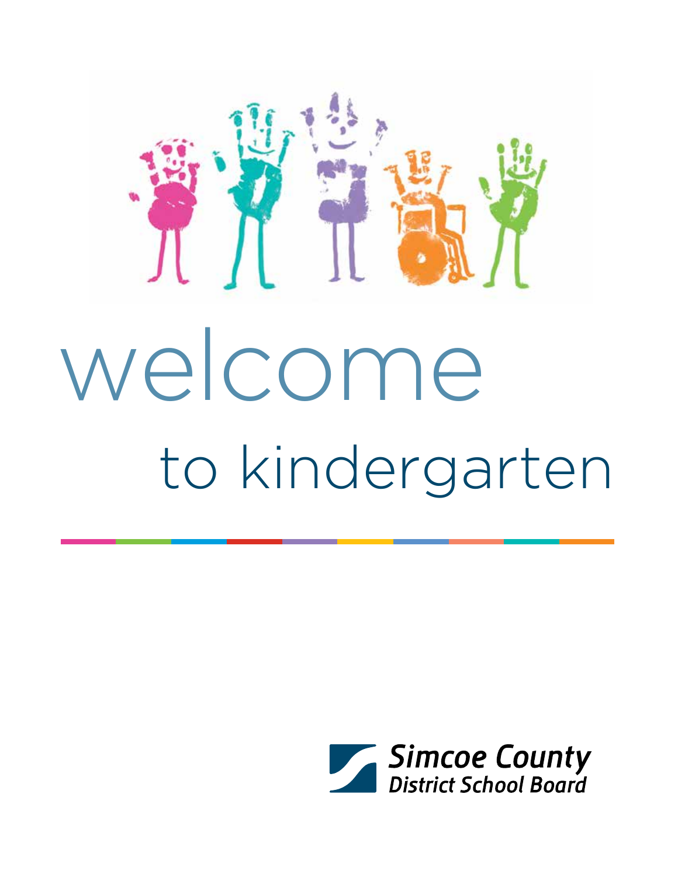# welcome

## to kindergarten

Simcoe County District School Board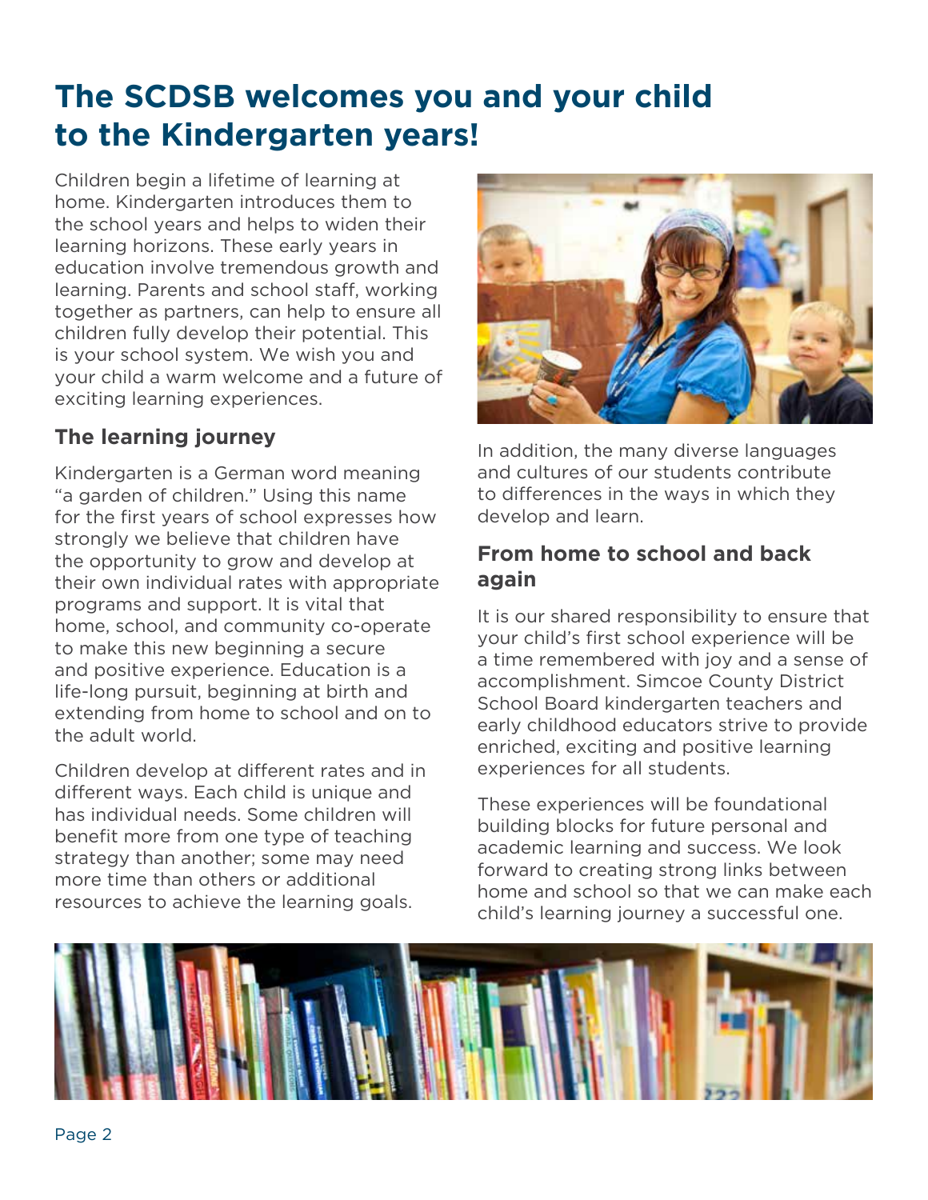# The SCDSB welcomes you and your child to the Kindergarten years!

Children begin a lifetime of learning at home. Kindergarten introduces them to the school years and helps to widen their learning horizons. These early years in education involve tremendous growth and learning. Parents and school staff, working together as partners, can help to ensure all children fully develop their potential. This is your school system. We wish you and your child a warm welcome and a future of exciting learning experiences.

## The learning journey

Kindergarten is a German word meaning "a garden of children." Using this name for the first years of school expresses how strongly we believe that children have the opportunity to grow and develop at their own individual rates with appropriate programs and support. It is vital that home, school, and community co-operate to make this new beginning a secure and positive experience. Education is a life-long pursuit, beginning at birth and extending from home to school and on to the adult world.

Children develop at different rates and in different ways. Each child is unique and has individual needs. Some children will benefit more from one type of teaching strategy than another; some may need more time than others or additional resources to achieve the learning goals.

In addition, the many diverse languages and cultures of our students contribute to differences in the ways in which they develop and learn.

## From home to school and back again

It is our shared responsibility to ensure that your child's first school experience will be a time remembered with joy and a sense of accomplishment. Simcoe County District School Board kindergarten teachers and early childhood educators strive to provide enriched, exciting and positive learning experiences for all students.

These experiences will be foundational building blocks for future personal and academic learning and success. We look forward to creating strong links between home and school so that we can make each child's learning journey a successful one.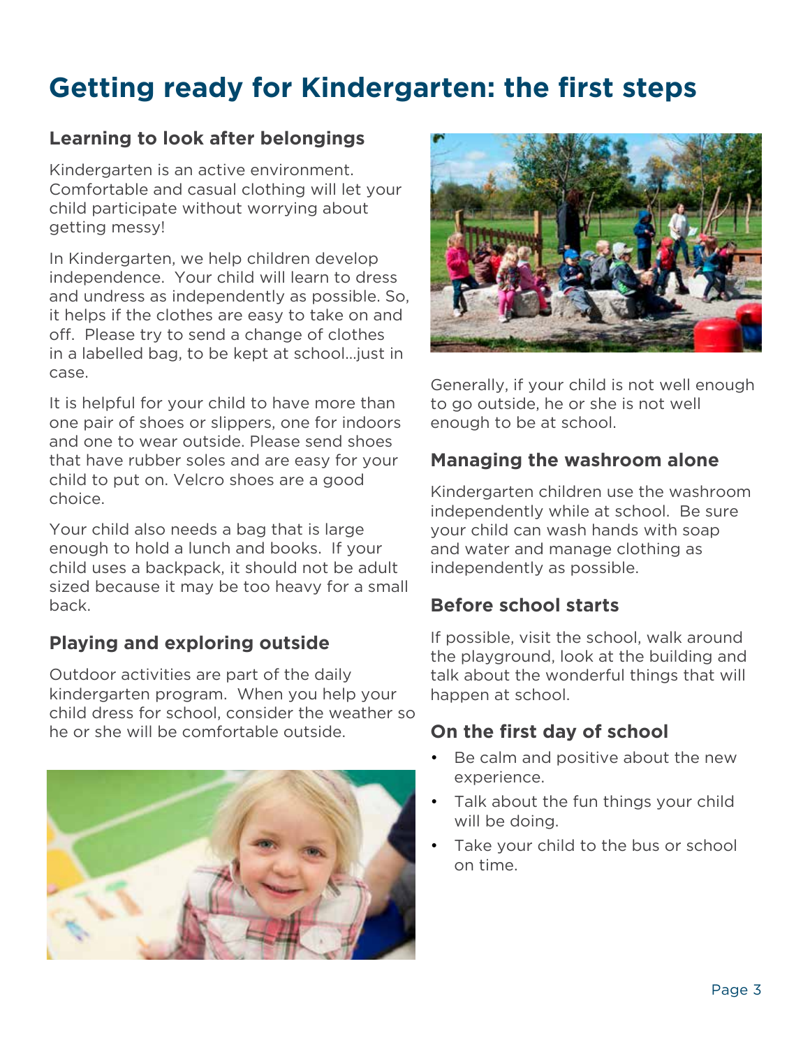# Getting ready for Kindergarten: the first steps

## Learning to look after belongings

Kindergarten is an active environment. Comfortable and casual clothing will let your child participate without worrying about getting messy!

In Kindergarten, we help children develop independence. Your child will learn to dress and undress as independently as possible. So, it helps if the clothes are easy to take on and off. Please try to send a change of clothes in a labelled bag, to be kept at school…just in case.

It is helpful for your child to have more than one pair of shoes or slippers, one for indoors and one to wear outside. Please send shoes that have rubber soles and are easy for your child to put on. Velcro shoes are a good choice.

Your child also needs a bag that is large enough to hold a lunch and books. If your child uses a backpack, it should not be adult sized because it may be too heavy for a small back.

## Playing and exploring outside

Outdoor activities are part of the daily kindergarten program. When you help your child dress for school, consider the weather so he or she will be comfortable outside.

Generally, if your child is not well enough to go outside, he or she is not well enough to be at school.

## Managing the washroom alone

Kindergarten children use the washroom independently while at school. Be sure your child can wash hands with soap and water and manage clothing as independently as possible.

## Before school starts

If possible, visit the school, walk around the playground, look at the building and talk about the wonderful things that will happen at school.

## On the first day of school

- Be calm and positive about the new experience.
- Talk about the fun things your child will be doing.
- Take your child to the bus or school on time.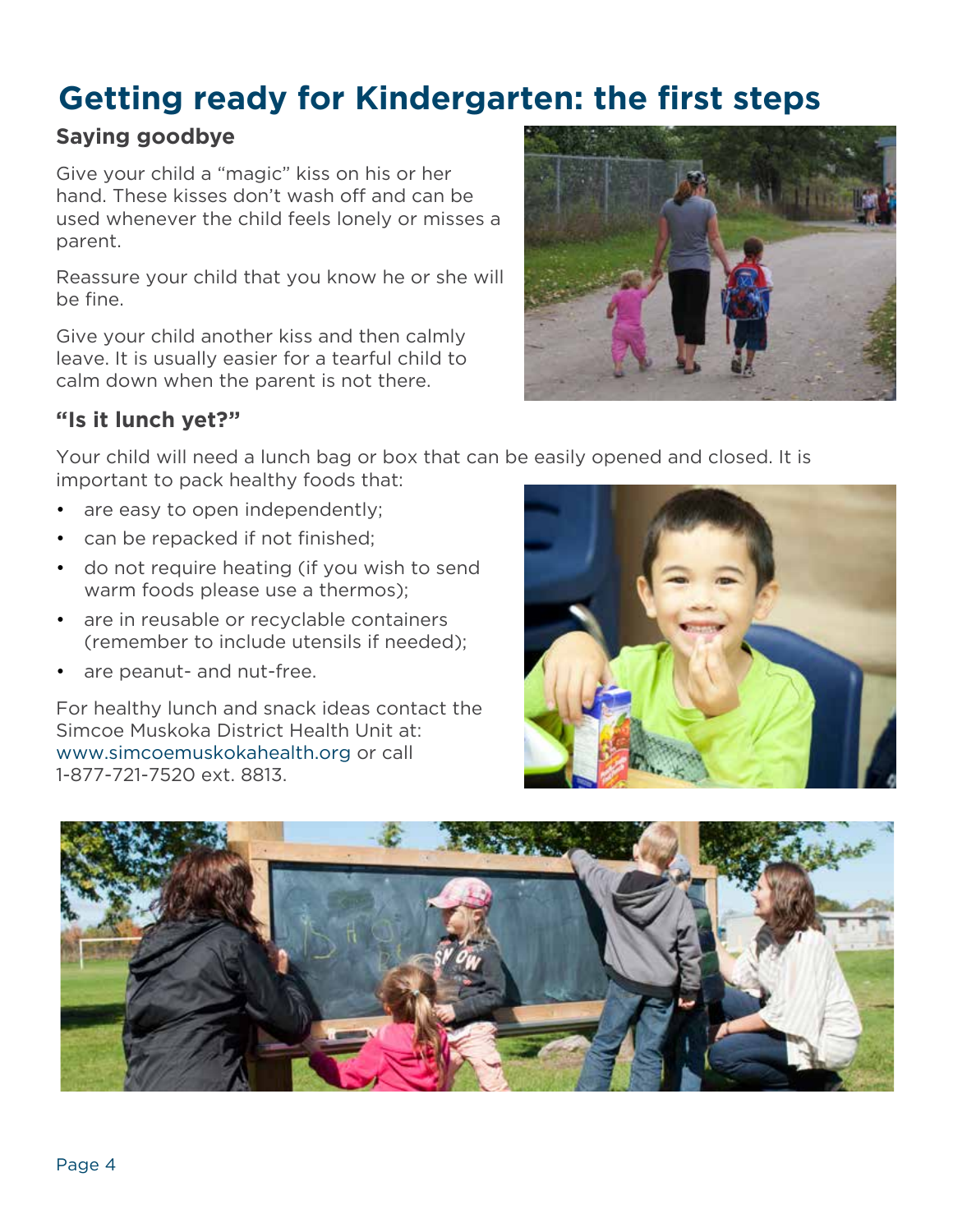# Getting ready for Kindergarten: the first steps

## Saying goodbye

Give your child a "magic" kiss on his or her hand. These kisses don't wash off and can be used whenever the child feels lonely or misses a parent.

Reassure your child that you know he or she will be fine.

Give your child another kiss and then calmly leave. It is usually easier for a tearful child to calm down when the parent is not there.

## "Is it lunch yet?"

Your child will need a lunch bag or box that can be easily opened and closed. It is important to pack healthy foods that:

- are easy to open independently;
- can be repacked if not finished;
- do not require heating (if you wish to send warm foods please use a thermos);
- are in reusable or recyclable containers (remember to include utensils if needed);
- are peanut- and nut-free.

For healthy lunch and snack ideas contact the Simcoe Muskoka District Health Unit at: www.simcoemuskokahealth.org or call 1-877-721-7520 ext. 8813.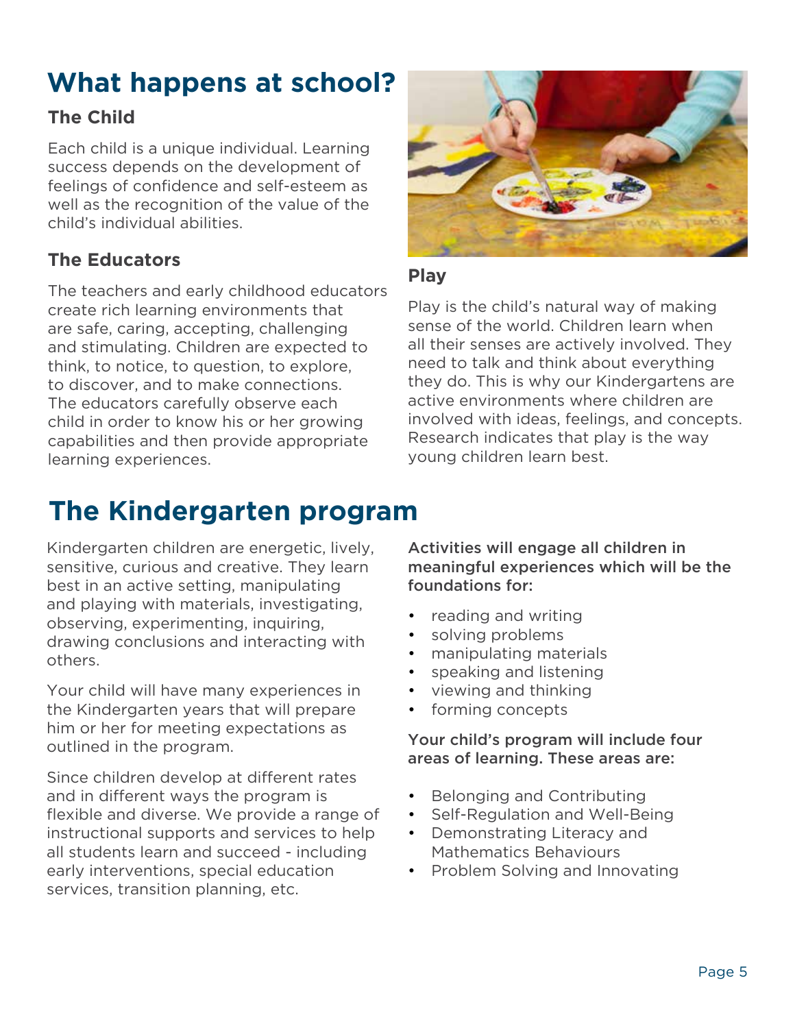# What happens at school?

### The Child

Each child is a unique individual. Learning success depends on the development of feelings of confidence and self-esteem as well as the recognition of the value of the child's individual abilities.

### The Educators

The teachers and early childhood educators create rich learning environments that are safe, caring, accepting, challenging and stimulating. Children are expected to think, to notice, to question, to explore, to discover, and to make connections. The educators carefully observe each child in order to know his or her growing capabilities and then provide appropriate learning experiences.

### Play

Play is the child's natural way of making sense of the world. Children learn when all their senses are actively involved. They need to talk and think about everything they do. This is why our Kindergartens are active environments where children are involved with ideas, feelings, and concepts. Research indicates that play is the way young children learn best.

# The Kindergarten program

Kindergarten children are energetic, lively, sensitive, curious and creative. They learn best in an active setting, manipulating and playing with materials, investigating, observing, experimenting, inquiring, drawing conclusions and interacting with others.

Your child will have many experiences in the Kindergarten years that will prepare him or her for meeting expectations as outlined in the program.

Since children develop at different rates and in different ways the program is flexible and diverse. We provide a range of instructional supports and services to help all students learn and succeed - including early interventions, special education services, transition planning, etc.

Activities will engage all children in meaningful experiences which will be the foundations for:

- reading and writing
- solving problems
- manipulating materials
- speaking and listening
- viewing and thinking
- forming concepts

Your child's program will include four areas of learning. These areas are:

- Belonging and Contributing
- Self-Regulation and Well-Being
- Demonstrating Literacy and Mathematics Behaviours
- Problem Solving and Innovating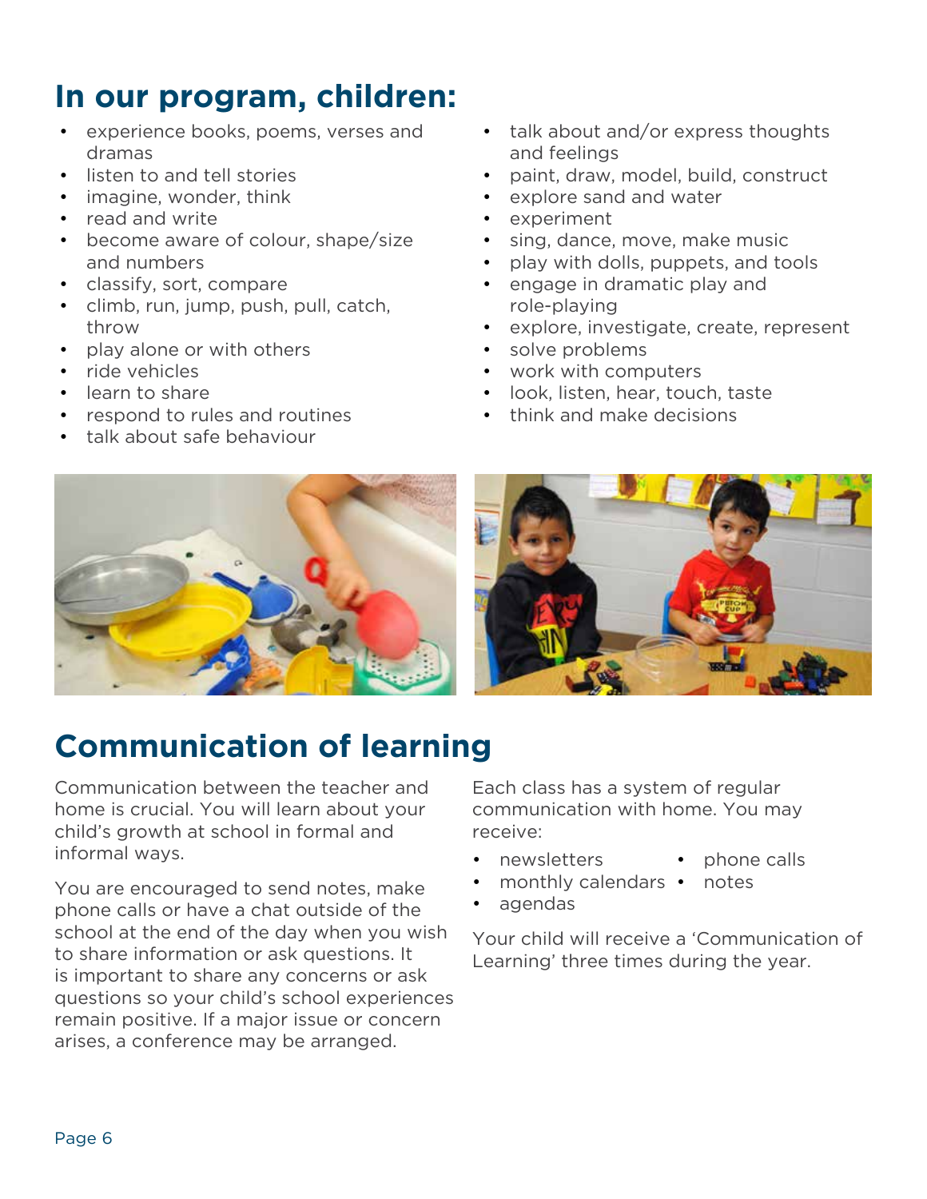## In our program, children:

- experience books, poems, verses and dramas
- listen to and tell stories
- imagine, wonder, think
- read and write
- become aware of colour, shape/size and numbers
- classify, sort, compare
- climb, run, jump, push, pull, catch, throw
- play alone or with others
- ride vehicles
- learn to share
- respond to rules and routines
- talk about safe behaviour
- talk about and/or express thoughts and feelings
- paint, draw, model, build, construct
- explore sand and water
- experiment
- sing, dance, move, make music
- play with dolls, puppets, and tools
- engage in dramatic play and role-playing
- explore, investigate, create, represent
- solve problems
- work with computers
- look, listen, hear, touch, taste
- think and make decisions

## Communication of learning

Communication between the teacher and home is crucial. You will learn about your child's growth at school in formal and informal ways.

You are encouraged to send notes, make phone calls or have a chat outside of the school at the end of the day when you wish to share information or ask questions. It is important to share any concerns or ask questions so your child's school experiences remain positive. If a major issue or concern arises, a conference may be arranged.

Each class has a system of regular communication with home. You may receive:

- newsletters
- monthly calendars
- agendas
- phone calls
- notes

Your child will receive a 'Communication of Learning' three times during the year.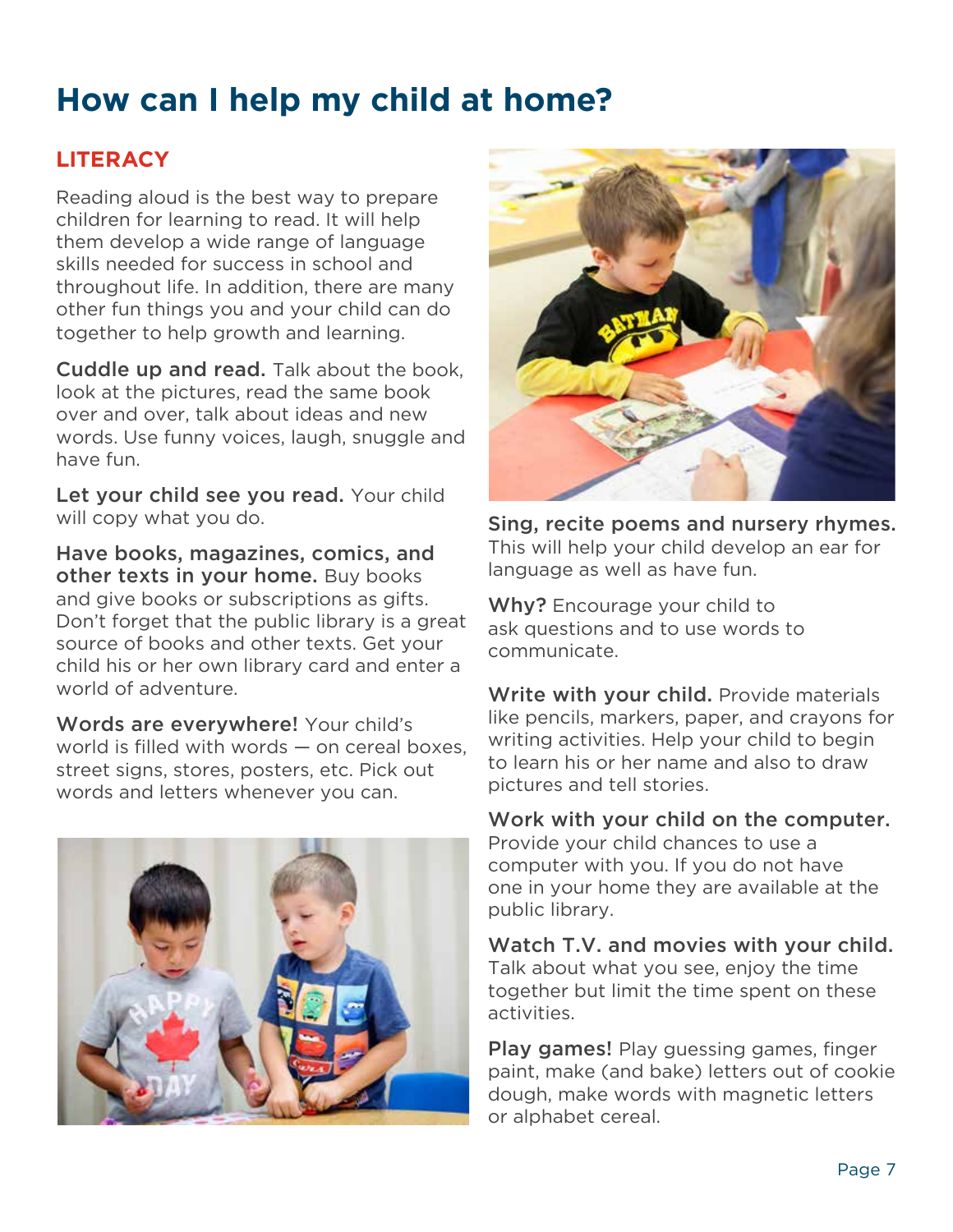# How can I help my child at home?

## LITERACY

Reading aloud is the best way to prepare children for learning to read. It will help them develop a wide range of language skills needed for success in school and throughout life. In addition, there are many other fun things you and your child can do together to help growth and learning.

**Cuddle up and read.** Talk about the book, look at the pictures, read the same book over and over, talk about ideas and new words. Use funny voices, laugh, snuggle and have fun.

**Let your child see you read.** Your child will copy what you do.

**Have books, magazines, comics, and other texts in your home.** Buy books and give books or subscriptions as gifts. Don't forget that the public library is a great source of books and other texts. Get your child his or her own library card and enter a world of adventure.

**Words are everywhere!** Your child's world is filled with words — on cereal boxes, street signs, stores, posters, etc. Pick out words and letters whenever you can.

**Sing, recite poems and nursery rhymes.** This will help your child develop an ear for language as well as have fun.

**Why?** Encourage your child to ask questions and to use words to communicate.

**Write with your child.** Provide materials like pencils, markers, paper, and crayons for writing activities. Help your child to begin to learn his or her name and also to draw pictures and tell stories.

**Work with your child on the computer.** Provide your child chances to use a computer with you. If you do not have one in your home they are available at the public library.

**Watch T.V. and movies with your child.** Talk about what you see, enjoy the time together but limit the time spent on these activities.

**Play games!** Play guessing games, finger paint, make (and bake) letters out of cookie dough, make words with magnetic letters or alphabet cereal.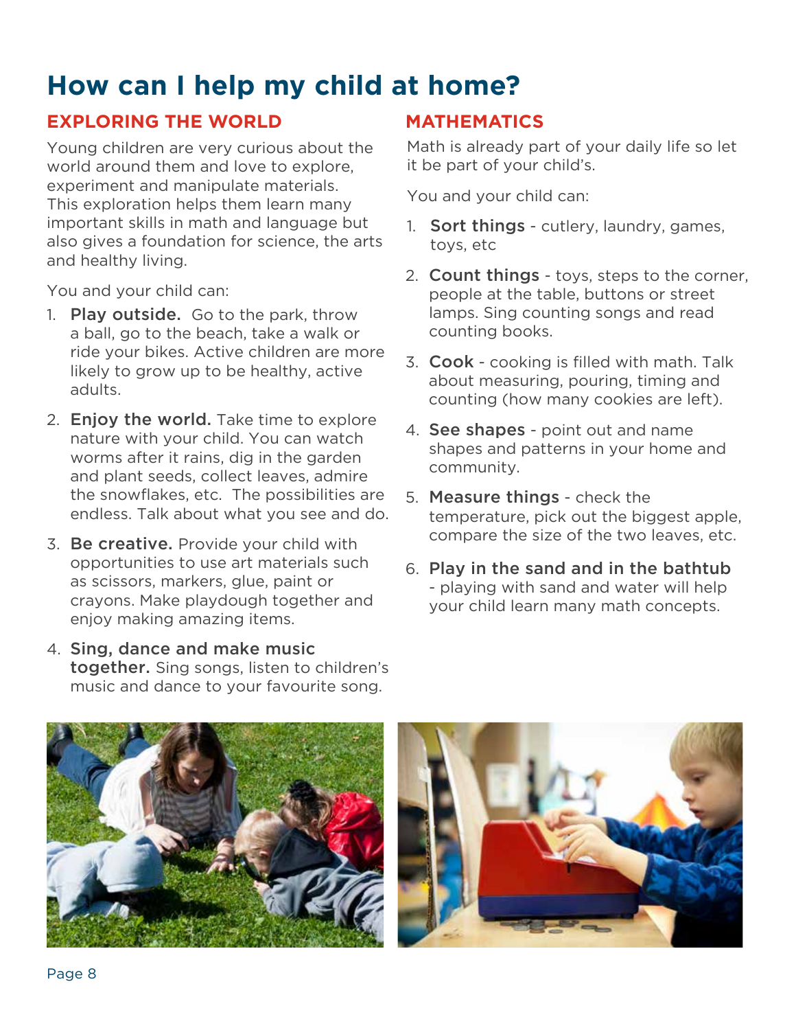# How can I help my child at home?

## EXPLORING THE WORLD

Young children are very curious about the world around them and love to explore, experiment and manipulate materials. This exploration helps them learn many important skills in math and language but also gives a foundation for science, the arts and healthy living.

You and your child can:

1. **Play outside.** Go to the park, throw a ball, go to the beach, take a walk or ride your bikes. Active children are more likely to grow up to be healthy, active adults.
2. **Enjoy the world.** Take time to explore nature with your child. You can watch worms after it rains, dig in the garden and plant seeds, collect leaves, admire the snowflakes, etc. The possibilities are endless. Talk about what you see and do.
3. **Be creative.** Provide your child with opportunities to use art materials such as scissors, markers, glue, paint or crayons. Make playdough together and enjoy making amazing items.
4. **Sing, dance and make music together.** Sing songs, listen to children's music and dance to your favourite song.

## MATHEMATICS

Math is already part of your daily life so let it be part of your child's.

You and your child can:

1. **Sort things** - cutlery, laundry, games, toys, etc
2. **Count things** - toys, steps to the corner, people at the table, buttons or street lamps. Sing counting songs and read counting books.
3. **Cook** - cooking is filled with math. Talk about measuring, pouring, timing and counting (how many cookies are left).
4. **See shapes** - point out and name shapes and patterns in your home and community.
5. **Measure things** - check the temperature, pick out the biggest apple, compare the size of the two leaves, etc.
6. **Play in the sand and in the bathtub** - playing with sand and water will help your child learn many math concepts.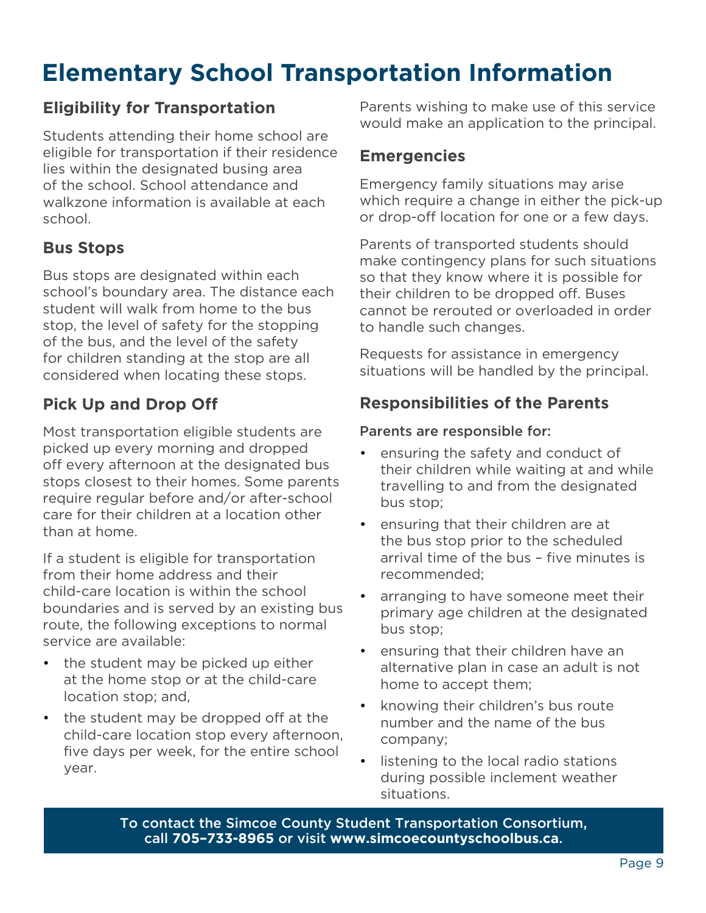# Elementary School Transportation Information

## Eligibility for Transportation

Students attending their home school are eligible for transportation if their residence lies within the designated busing area of the school. School attendance and walkzone information is available at each school.

## Bus Stops

Bus stops are designated within each school's boundary area. The distance each student will walk from home to the bus stop, the level of safety for the stopping of the bus, and the level of the safety for children standing at the stop are all considered when locating these stops.

## Pick Up and Drop Off

Most transportation eligible students are picked up every morning and dropped off every afternoon at the designated bus stops closest to their homes. Some parents require regular before and/or after-school care for their children at a location other than at home.

If a student is eligible for transportation from their home address and their child-care location is within the school boundaries and is served by an existing bus route, the following exceptions to normal service are available:

- the student may be picked up either at the home stop or at the child-care location stop; and,
- the student may be dropped off at the child-care location stop every afternoon, five days per week, for the entire school year.

Parents wishing to make use of this service would make an application to the principal.

## Emergencies

Emergency family situations may arise which require a change in either the pick-up or drop-off location for one or a few days.

Parents of transported students should make contingency plans for such situations so that they know where it is possible for their children to be dropped off. Buses cannot be rerouted or overloaded in order to handle such changes.

Requests for assistance in emergency situations will be handled by the principal.

## Responsibilities of the Parents

Parents are responsible for:

- ensuring the safety and conduct of their children while waiting at and while travelling to and from the designated bus stop;
- ensuring that their children are at the bus stop prior to the scheduled arrival time of the bus – five minutes is recommended;
- arranging to have someone meet their primary age children at the designated bus stop;
- ensuring that their children have an alternative plan in case an adult is not home to accept them;
- knowing their children's bus route number and the name of the bus company;
- listening to the local radio stations during possible inclement weather situations.

**To contact the Simcoe County Student Transportation Consortium, call 705-733-8965 or visit www.simcoecountyschoolbus.ca.**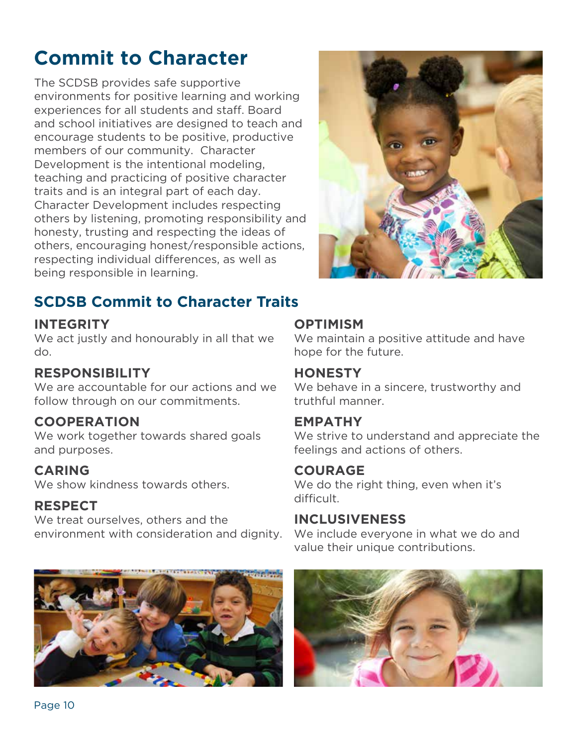# Commit to Character

The SCDSB provides safe supportive environments for positive learning and working experiences for all students and staff. Board and school initiatives are designed to teach and encourage students to be positive, productive members of our community. Character Development is the intentional modeling, teaching and practicing of positive character traits and is an integral part of each day. Character Development includes respecting others by listening, promoting responsibility and honesty, trusting and respecting the ideas of others, encouraging honest/responsible actions, respecting individual differences, as well as being responsible in learning.

## SCDSB Commit to Character Traits

### INTEGRITY
We act justly and honourably in all that we do.

### RESPONSIBILITY
We are accountable for our actions and we follow through on our commitments.

### COOPERATION
We work together towards shared goals and purposes.

### CARING
We show kindness towards others.

### RESPECT
We treat ourselves, others and the environment with consideration and dignity.

### OPTIMISM
We maintain a positive attitude and have hope for the future.

### HONESTY
We behave in a sincere, trustworthy and truthful manner.

### EMPATHY
We strive to understand and appreciate the feelings and actions of others.

### COURAGE
We do the right thing, even when it's difficult.

### INCLUSIVENESS
We include everyone in what we do and value their unique contributions.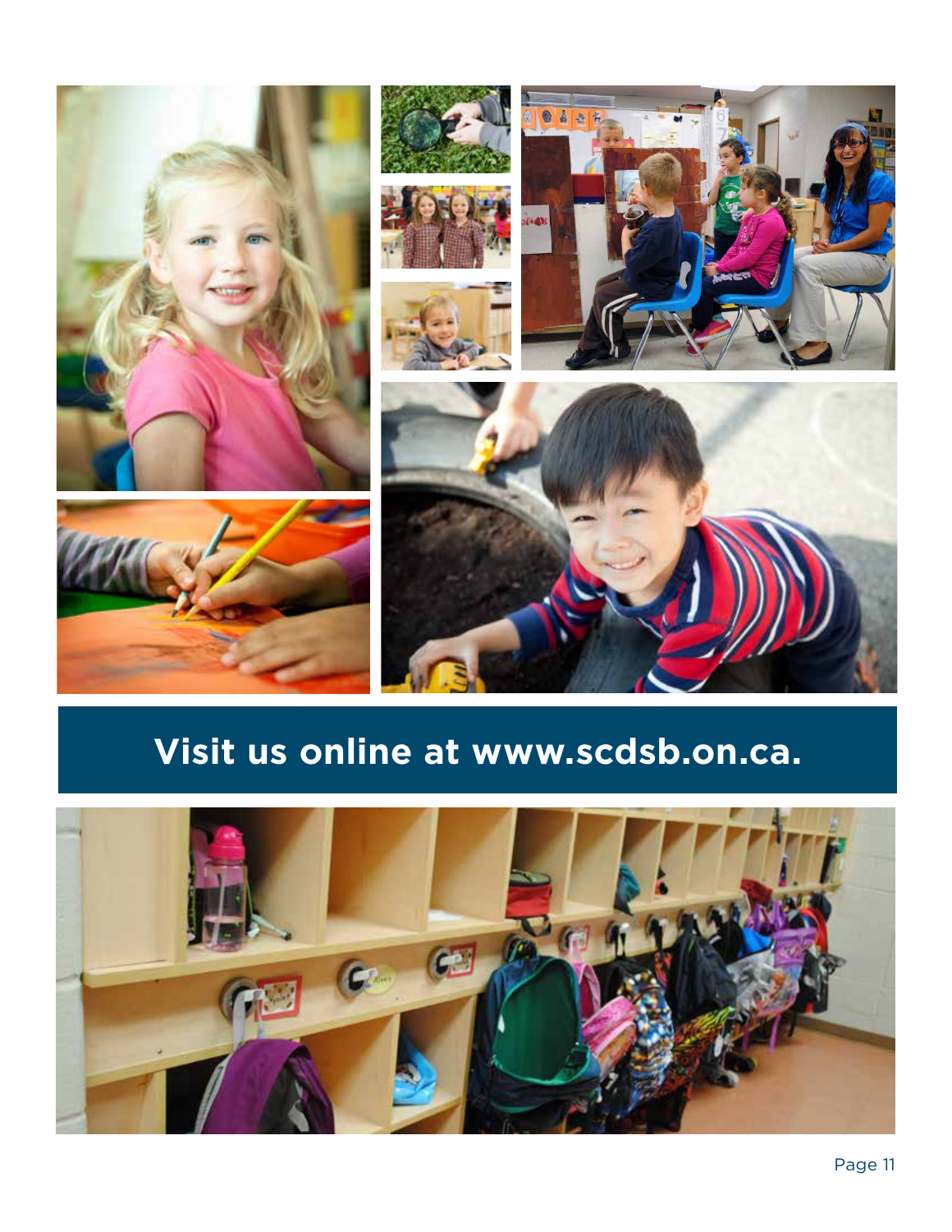**Visit us online at www.scdsb.on.ca.**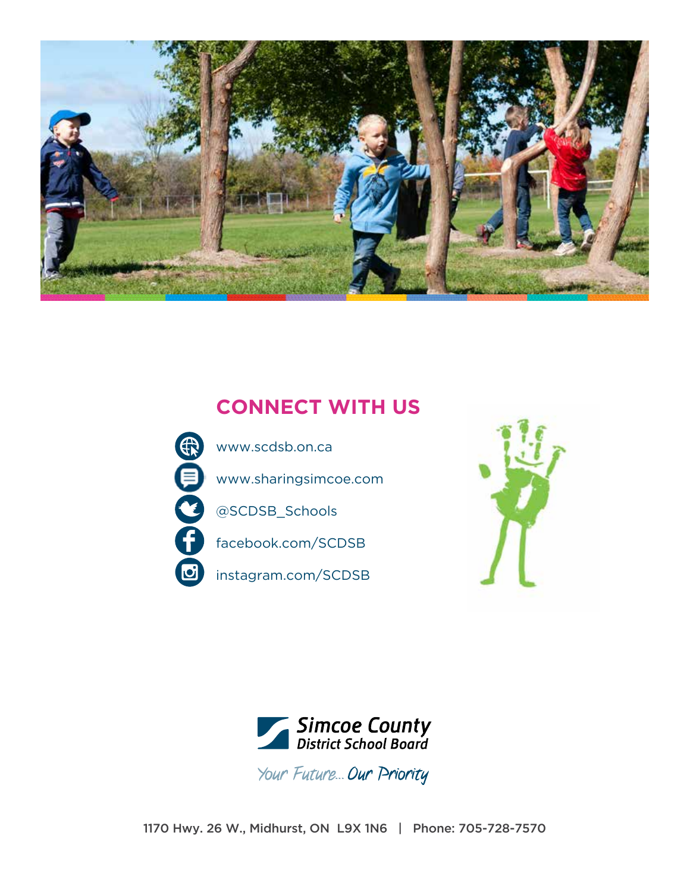## CONNECT WITH US

www.scdsb.on.ca

www.sharingsimcoe.com

@SCDSB_Schools

facebook.com/SCDSB

instagram.com/SCDSB

Simcoe County District School Board

*Your Future... Our Priority*

1170 Hwy. 26 W., Midhurst, ON L9X 1N6 | Phone: 705-728-7570